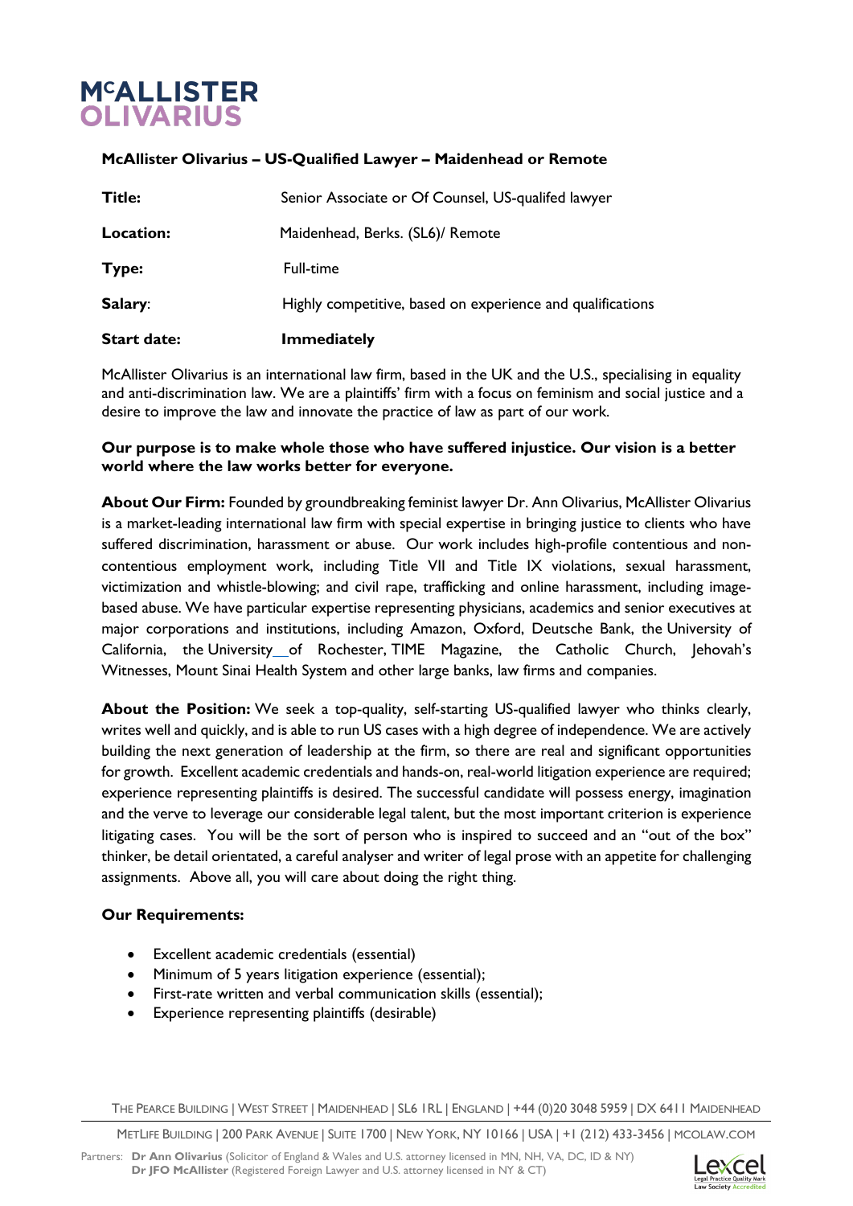# McALLISTER OLIVARIUS

## McAllister Olivarius – US-Qualified Lawyer – Maidenhead or Remote

| | |
|---|---|
| **Title:** | Senior Associate or Of Counsel, US-qualifed lawyer |
| **Location:** | Maidenhead, Berks. (SL6)/ Remote |
| **Type:** | Full-time |
| **Salary**: | Highly competitive, based on experience and qualifications |
| **Start date:** | **Immediately** |

McAllister Olivarius is an international law firm, based in the UK and the U.S., specialising in equality and anti-discrimination law. We are a plaintiffs' firm with a focus on feminism and social justice and a desire to improve the law and innovate the practice of law as part of our work.

**Our purpose is to make whole those who have suffered injustice. Our vision is a better world where the law works better for everyone.**

**About Our Firm:** Founded by groundbreaking feminist lawyer Dr. Ann Olivarius, McAllister Olivarius is a market-leading international law firm with special expertise in bringing justice to clients who have suffered discrimination, harassment or abuse. Our work includes high-profile contentious and non-contentious employment work, including Title VII and Title IX violations, sexual harassment, victimization and whistle-blowing; and civil rape, trafficking and online harassment, including image-based abuse. We have particular expertise representing physicians, academics and senior executives at major corporations and institutions, including Amazon, Oxford, Deutsche Bank, the University of California, the University of Rochester, TIME Magazine, the Catholic Church, Jehovah's Witnesses, Mount Sinai Health System and other large banks, law firms and companies.

**About the Position:** We seek a top-quality, self-starting US-qualified lawyer who thinks clearly, writes well and quickly, and is able to run US cases with a high degree of independence. We are actively building the next generation of leadership at the firm, so there are real and significant opportunities for growth. Excellent academic credentials and hands-on, real-world litigation experience are required; experience representing plaintiffs is desired. The successful candidate will possess energy, imagination and the verve to leverage our considerable legal talent, but the most important criterion is experience litigating cases. You will be the sort of person who is inspired to succeed and an "out of the box" thinker, be detail orientated, a careful analyser and writer of legal prose with an appetite for challenging assignments. Above all, you will care about doing the right thing.

**Our Requirements:**

- Excellent academic credentials (essential)
- Minimum of 5 years litigation experience (essential);
- First-rate written and verbal communication skills (essential);
- Experience representing plaintiffs (desirable)

THE PEARCE BUILDING | WEST STREET | MAIDENHEAD | SL6 1RL | ENGLAND | +44 (0)20 3048 5959 | DX 6411 MAIDENHEAD

METLIFE BUILDING | 200 PARK AVENUE | SUITE 1700 | NEW YORK, NY 10166 | USA | +1 (212) 433-3456 | MCOLAW.COM

Partners: **Dr Ann Olivarius** (Solicitor of England & Wales and U.S. attorney licensed in MN, NH, VA, DC, ID & NY)
**Dr JFO McAllister** (Registered Foreign Lawyer and U.S. attorney licensed in NY & CT)

Lexcel Legal Practice Quality Mark Law Society Accredited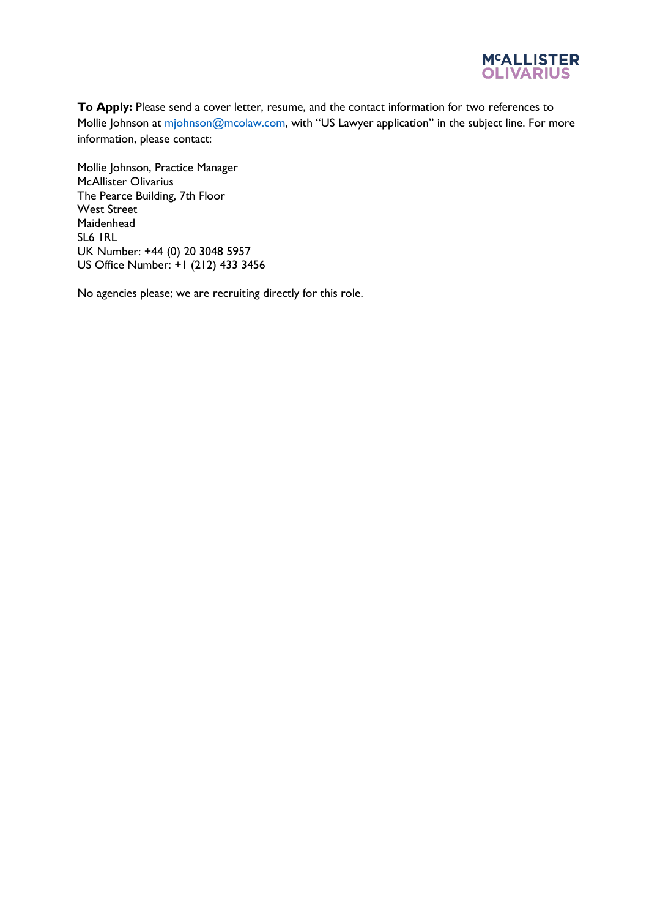**To Apply:** Please send a cover letter, resume, and the contact information for two references to Mollie Johnson at [mjohnson@mcolaw.com](mailto:mjohnson@mcolaw.com), with "US Lawyer application" in the subject line. For more information, please contact:

Mollie Johnson, Practice Manager
McAllister Olivarius
The Pearce Building, 7th Floor
West Street
Maidenhead
SL6 1RL
UK Number: +44 (0) 20 3048 5957
US Office Number: +1 (212) 433 3456

No agencies please; we are recruiting directly for this role.